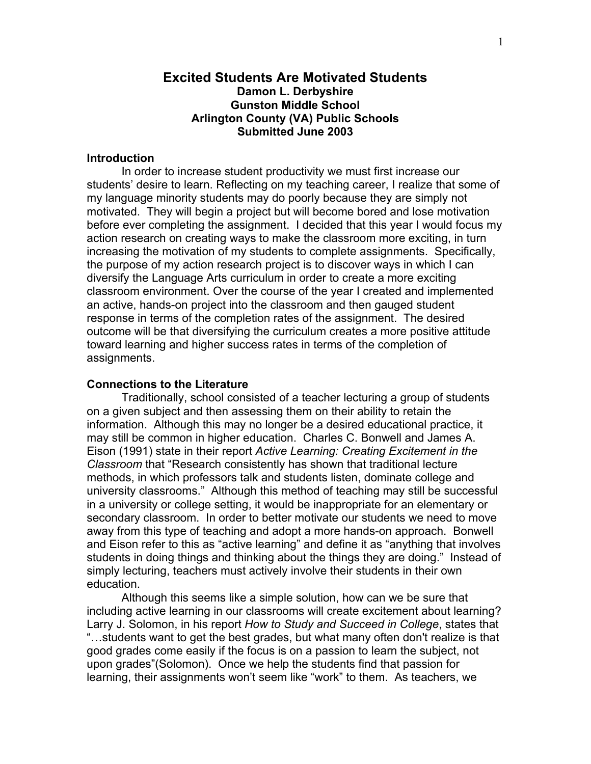# Excited Students Are Motivated Students

**Damon L. Derbyshire**
**Gunston Middle School**
**Arlington County (VA) Public Schools**
**Submitted June 2003**

## Introduction

In order to increase student productivity we must first increase our students' desire to learn. Reflecting on my teaching career, I realize that some of my language minority students may do poorly because they are simply not motivated. They will begin a project but will become bored and lose motivation before ever completing the assignment. I decided that this year I would focus my action research on creating ways to make the classroom more exciting, in turn increasing the motivation of my students to complete assignments. Specifically, the purpose of my action research project is to discover ways in which I can diversify the Language Arts curriculum in order to create a more exciting classroom environment. Over the course of the year I created and implemented an active, hands-on project into the classroom and then gauged student response in terms of the completion rates of the assignment. The desired outcome will be that diversifying the curriculum creates a more positive attitude toward learning and higher success rates in terms of the completion of assignments.

## Connections to the Literature

Traditionally, school consisted of a teacher lecturing a group of students on a given subject and then assessing them on their ability to retain the information. Although this may no longer be a desired educational practice, it may still be common in higher education. Charles C. Bonwell and James A. Eison (1991) state in their report *Active Learning: Creating Excitement in the Classroom* that "Research consistently has shown that traditional lecture methods, in which professors talk and students listen, dominate college and university classrooms." Although this method of teaching may still be successful in a university or college setting, it would be inappropriate for an elementary or secondary classroom. In order to better motivate our students we need to move away from this type of teaching and adopt a more hands-on approach. Bonwell and Eison refer to this as "active learning" and define it as "anything that involves students in doing things and thinking about the things they are doing." Instead of simply lecturing, teachers must actively involve their students in their own education.

Although this seems like a simple solution, how can we be sure that including active learning in our classrooms will create excitement about learning? Larry J. Solomon, in his report *How to Study and Succeed in College*, states that "…students want to get the best grades, but what many often don't realize is that good grades come easily if the focus is on a passion to learn the subject, not upon grades"(Solomon). Once we help the students find that passion for learning, their assignments won't seem like "work" to them. As teachers, we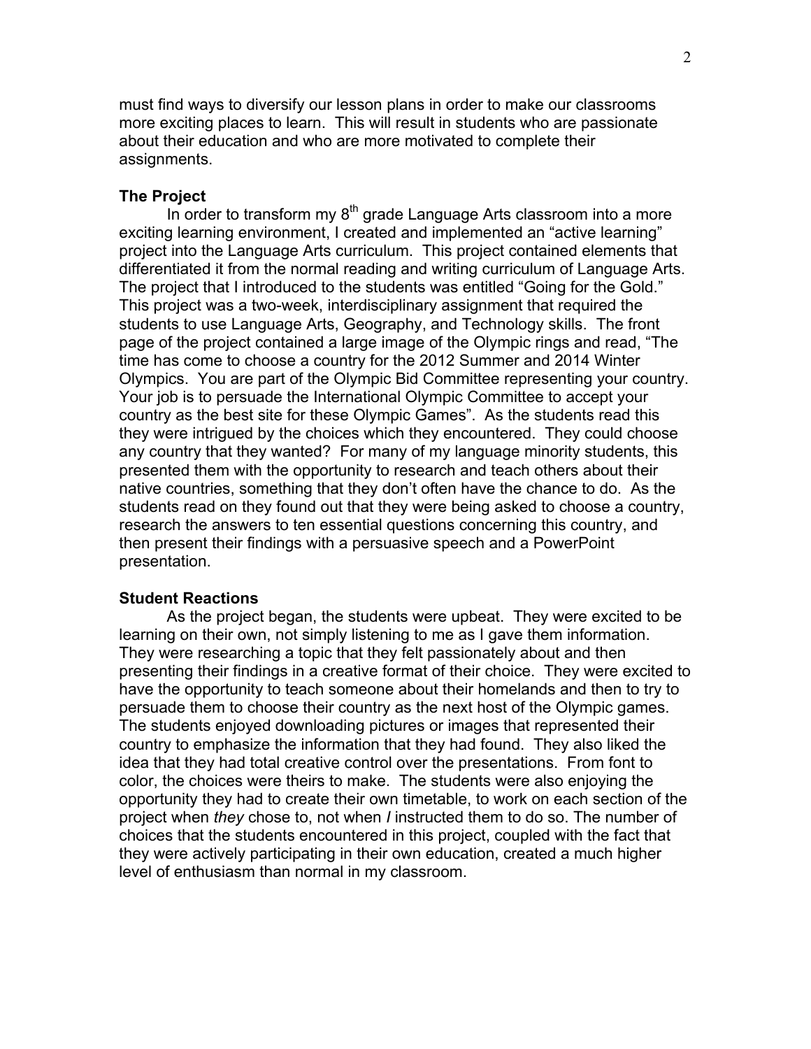must find ways to diversify our lesson plans in order to make our classrooms more exciting places to learn. This will result in students who are passionate about their education and who are more motivated to complete their assignments.

### The Project

In order to transform my 8th grade Language Arts classroom into a more exciting learning environment, I created and implemented an "active learning" project into the Language Arts curriculum. This project contained elements that differentiated it from the normal reading and writing curriculum of Language Arts. The project that I introduced to the students was entitled "Going for the Gold." This project was a two-week, interdisciplinary assignment that required the students to use Language Arts, Geography, and Technology skills. The front page of the project contained a large image of the Olympic rings and read, "The time has come to choose a country for the 2012 Summer and 2014 Winter Olympics. You are part of the Olympic Bid Committee representing your country. Your job is to persuade the International Olympic Committee to accept your country as the best site for these Olympic Games". As the students read this they were intrigued by the choices which they encountered. They could choose any country that they wanted? For many of my language minority students, this presented them with the opportunity to research and teach others about their native countries, something that they don't often have the chance to do. As the students read on they found out that they were being asked to choose a country, research the answers to ten essential questions concerning this country, and then present their findings with a persuasive speech and a PowerPoint presentation.

### Student Reactions

As the project began, the students were upbeat. They were excited to be learning on their own, not simply listening to me as I gave them information. They were researching a topic that they felt passionately about and then presenting their findings in a creative format of their choice. They were excited to have the opportunity to teach someone about their homelands and then to try to persuade them to choose their country as the next host of the Olympic games. The students enjoyed downloading pictures or images that represented their country to emphasize the information that they had found. They also liked the idea that they had total creative control over the presentations. From font to color, the choices were theirs to make. The students were also enjoying the opportunity they had to create their own timetable, to work on each section of the project when *they* chose to, not when *I* instructed them to do so. The number of choices that the students encountered in this project, coupled with the fact that they were actively participating in their own education, created a much higher level of enthusiasm than normal in my classroom.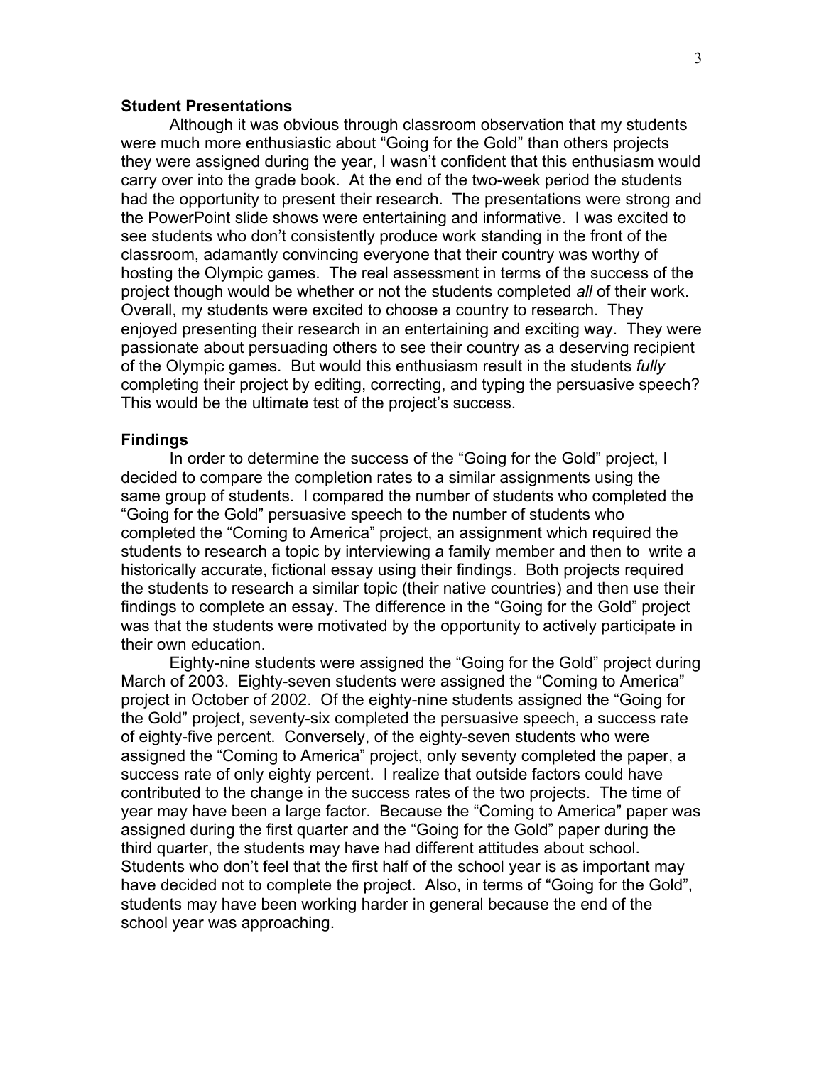**Student Presentations**

Although it was obvious through classroom observation that my students were much more enthusiastic about "Going for the Gold" than others projects they were assigned during the year, I wasn't confident that this enthusiasm would carry over into the grade book. At the end of the two-week period the students had the opportunity to present their research. The presentations were strong and the PowerPoint slide shows were entertaining and informative. I was excited to see students who don't consistently produce work standing in the front of the classroom, adamantly convincing everyone that their country was worthy of hosting the Olympic games. The real assessment in terms of the success of the project though would be whether or not the students completed *all* of their work. Overall, my students were excited to choose a country to research. They enjoyed presenting their research in an entertaining and exciting way. They were passionate about persuading others to see their country as a deserving recipient of the Olympic games. But would this enthusiasm result in the students *fully* completing their project by editing, correcting, and typing the persuasive speech? This would be the ultimate test of the project's success.

**Findings**

In order to determine the success of the "Going for the Gold" project, I decided to compare the completion rates to a similar assignments using the same group of students. I compared the number of students who completed the "Going for the Gold" persuasive speech to the number of students who completed the "Coming to America" project, an assignment which required the students to research a topic by interviewing a family member and then to write a historically accurate, fictional essay using their findings. Both projects required the students to research a similar topic (their native countries) and then use their findings to complete an essay. The difference in the "Going for the Gold" project was that the students were motivated by the opportunity to actively participate in their own education.

Eighty-nine students were assigned the "Going for the Gold" project during March of 2003. Eighty-seven students were assigned the "Coming to America" project in October of 2002. Of the eighty-nine students assigned the "Going for the Gold" project, seventy-six completed the persuasive speech, a success rate of eighty-five percent. Conversely, of the eighty-seven students who were assigned the "Coming to America" project, only seventy completed the paper, a success rate of only eighty percent. I realize that outside factors could have contributed to the change in the success rates of the two projects. The time of year may have been a large factor. Because the "Coming to America" paper was assigned during the first quarter and the "Going for the Gold" paper during the third quarter, the students may have had different attitudes about school. Students who don't feel that the first half of the school year is as important may have decided not to complete the project. Also, in terms of "Going for the Gold", students may have been working harder in general because the end of the school year was approaching.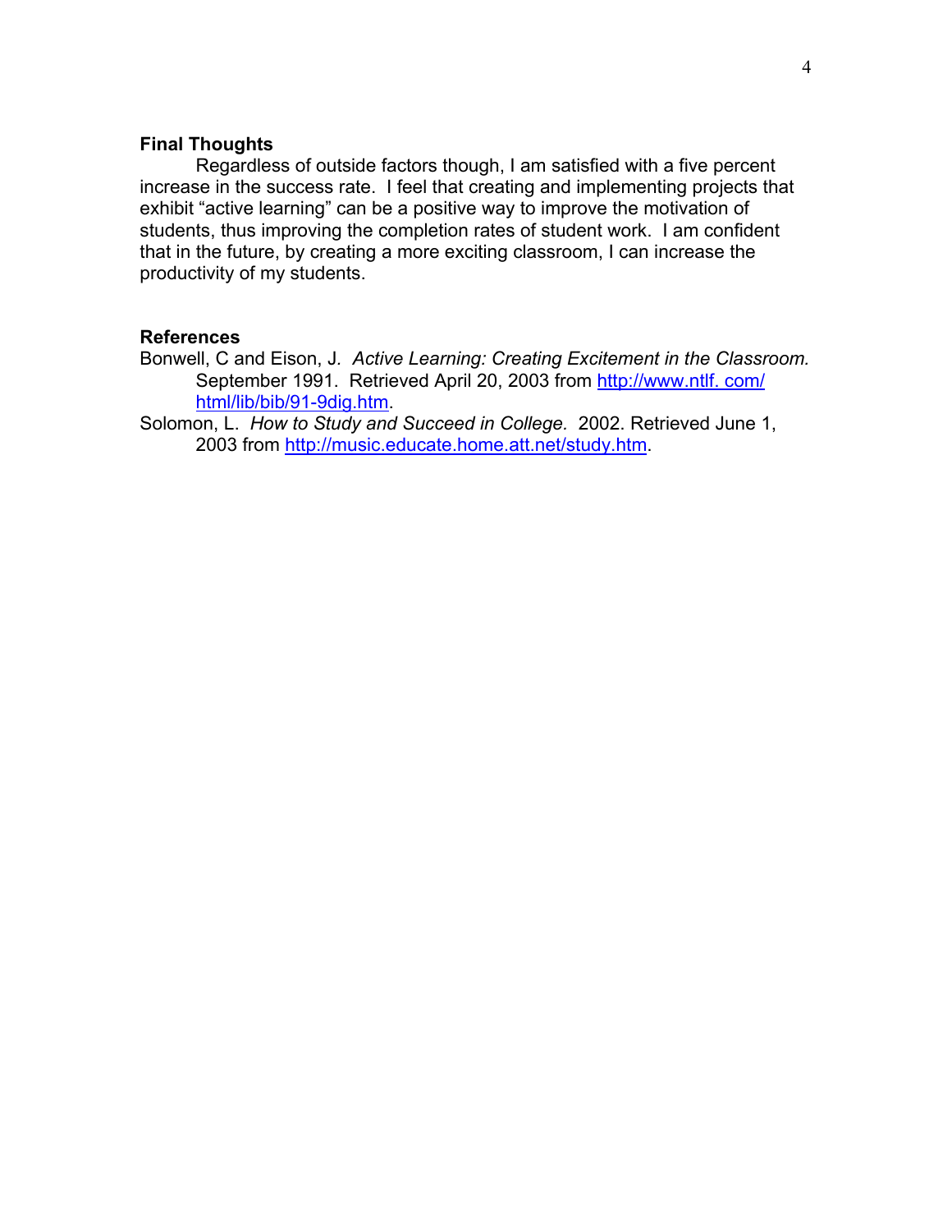## Final Thoughts

Regardless of outside factors though, I am satisfied with a five percent increase in the success rate. I feel that creating and implementing projects that exhibit "active learning" can be a positive way to improve the motivation of students, thus improving the completion rates of student work. I am confident that in the future, by creating a more exciting classroom, I can increase the productivity of my students.

## References

Bonwell, C and Eison, J. *Active Learning: Creating Excitement in the Classroom.* September 1991. Retrieved April 20, 2003 from http://www.ntlf. com/ html/lib/bib/91-9dig.htm.

Solomon, L. *How to Study and Succeed in College.* 2002. Retrieved June 1, 2003 from http://music.educate.home.att.net/study.htm.